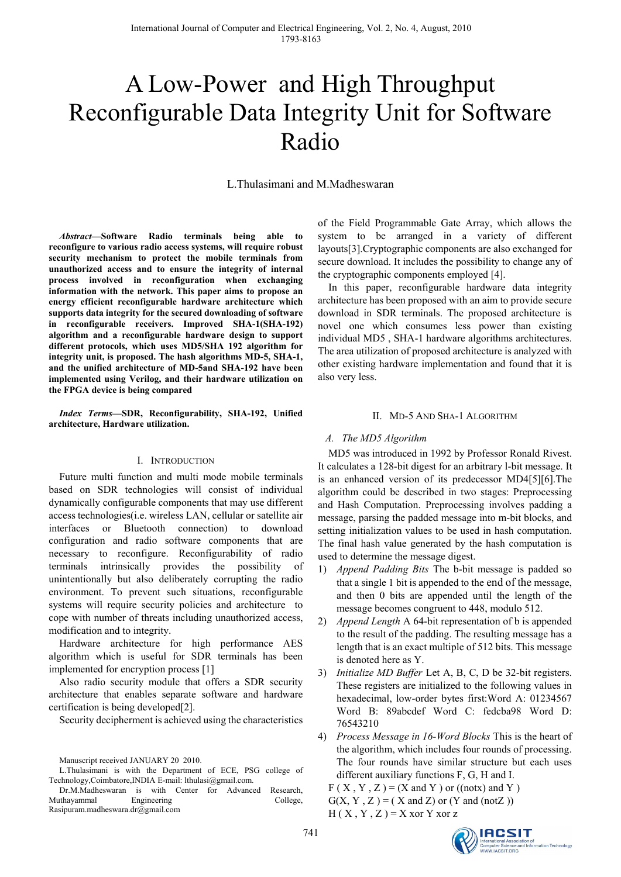# A Low-Power and High Throughput Reconfigurable Data Integrity Unit for Software Radio

L.Thulasimani and M.Madheswaran

***Abstract*—Software Radio terminals being able to reconfigure to various radio access systems, will require robust security mechanism to protect the mobile terminals from unauthorized access and to ensure the integrity of internal process involved in reconfiguration when exchanging information with the network. This paper aims to propose an energy efficient reconfigurable hardware architecture which supports data integrity for the secured downloading of software in reconfigurable receivers. Improved SHA-1(SHA-192) algorithm and a reconfigurable hardware design to support different protocols, which uses MD5/SHA 192 algorithm for integrity unit, is proposed. The hash algorithms MD-5, SHA-1, and the unified architecture of MD-5and SHA-192 have been implemented using Verilog, and their hardware utilization on the FPGA device is being compared**

***Index Terms*—SDR, Reconfigurability, SHA-192, Unified architecture, Hardware utilization.**

## I. Introduction

Future multi function and multi mode mobile terminals based on SDR technologies will consist of individual dynamically configurable components that may use different access technologies(i.e. wireless LAN, cellular or satellite air interfaces or Bluetooth connection) to download configuration and radio software components that are necessary to reconfigure. Reconfigurability of radio terminals intrinsically provides the possibility of unintentionally but also deliberately corrupting the radio environment. To prevent such situations, reconfigurable systems will require security policies and architecture to cope with number of threats including unauthorized access, modification and to integrity.

Hardware architecture for high performance AES algorithm which is useful for SDR terminals has been implemented for encryption process [1]

Also radio security module that offers a SDR security architecture that enables separate software and hardware certification is being developed[2].

Security decipherment is achieved using the characteristics of the Field Programmable Gate Array, which allows the system to be arranged in a variety of different layouts[3].Cryptographic components are also exchanged for secure download. It includes the possibility to change any of the cryptographic components employed [4].

In this paper, reconfigurable hardware data integrity architecture has been proposed with an aim to provide secure download in SDR terminals. The proposed architecture is novel one which consumes less power than existing individual MD5 , SHA-1 hardware algorithms architectures. The area utilization of proposed architecture is analyzed with other existing hardware implementation and found that it is also very less.

Manuscript received JANUARY 20 2010.

L.Thulasimani is with the Department of ECE, PSG college of Technology,Coimbatore,INDIA E-mail: lthulasi@gmail.com.

Dr.M.Madheswaran is with Center for Advanced Research, Muthayammal Engineering College, Rasipuram.madheswara.dr@gmail.com

## II. Md-5 And Sha-1 Algorithm

### *A. The MD5 Algorithm*

MD5 was introduced in 1992 by Professor Ronald Rivest. It calculates a 128-bit digest for an arbitrary l-bit message. It is an enhanced version of its predecessor MD4[5][6].The algorithm could be described in two stages: Preprocessing and Hash Computation. Preprocessing involves padding a message, parsing the padded message into m-bit blocks, and setting initialization values to be used in hash computation. The final hash value generated by the hash computation is used to determine the message digest.

1) *Append Padding Bits* The b-bit message is padded so that a single 1 bit is appended to the end of the message, and then 0 bits are appended until the length of the message becomes congruent to 448, modulo 512.
2) *Append Length* A 64-bit representation of b is appended to the result of the padding. The resulting message has a length that is an exact multiple of 512 bits. This message is denoted here as Y.
3) *Initialize MD Buffer* Let A, B, C, D be 32-bit registers. These registers are initialized to the following values in hexadecimal, low-order bytes first:Word A: 01234567 Word B: 89abcdef Word C: fedcba98 Word D: 76543210
4) *Process Message in 16-Word Blocks* This is the heart of the algorithm, which includes four rounds of processing. The four rounds have similar structure but each uses different auxiliary functions F, G, H and I.

F ( X , Y , Z ) = (X and Y ) or ((notx) and Y )

G(X, Y , Z ) = ( X and Z) or (Y and (notZ ))

H ( X , Y , Z ) = X xor Y xor z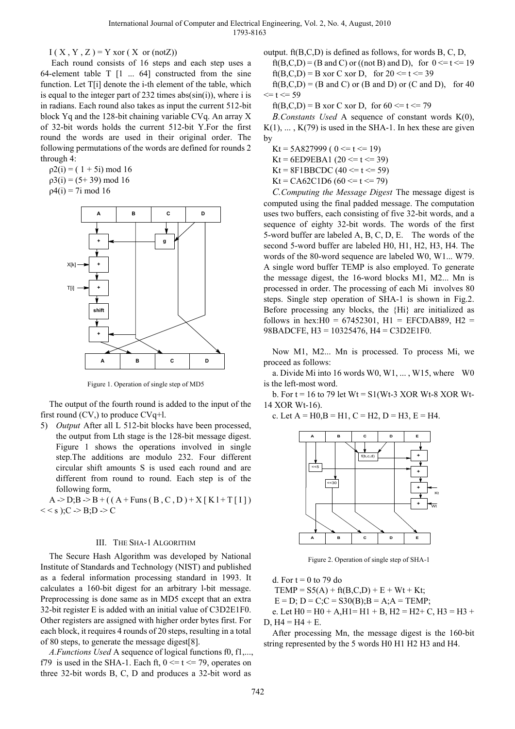$I(X, Y, Z) = Y \text{ xor } (X \text{ or } (\text{not} Z))$

Each round consists of 16 steps and each step uses a 64-element table T [1 ... 64] constructed from the sine function. Let T[i] denote the i-th element of the table, which is equal to the integer part of 232 times abs(sin(i)), where i is in radians. Each round also takes as input the current 512-bit block Yq and the 128-bit chaining variable CVq. An array X of 32-bit words holds the current 512-bit Y.For the first round the words are used in their original order. The following permutations of the words are defined for rounds 2 through 4:

$\rho2(i) = (1 + 5i) \bmod 16$

$\rho3(i) = (5+ 39) \bmod 16$

$\rho4(i) = 7i \bmod 16$

Figure 1. Operation of single step of MD5

The output of the fourth round is added to the input of the first round (CV,) to produce CVq+l.

5) *Output* After all L 512-bit blocks have been processed, the output from Lth stage is the 128-bit message digest. Figure 1 shows the operations involved in single step.The additions are modulo 232. Four different circular shift amounts S is used each round and are different from round to round. Each step is of the following form,

A -> D;B -> B + ( ( A + Funs ( B , C , D ) + X [ K l + T [ I ] ) < < s );C -> B;D -> C

## III. The SHA-1 Algorithm

The Secure Hash Algorithm was developed by National Institute of Standards and Technology (NIST) and published as a federal information processing standard in 1993. It calculates a 160-bit digest for an arbitrary l-bit message. Preprocessing is done same as in MD5 except that an extra 32-bit register E is added with an initial value of C3D2E1F0. Other registers are assigned with higher order bytes first. For each block, it requires 4 rounds of 20 steps, resulting in a total of 80 steps, to generate the message digest[8].

*A.Functions Used* A sequence of logical functions f0, f1,..., f79 is used in the SHA-1. Each ft, 0 <= t <= 79, operates on three 32-bit words B, C, D and produces a 32-bit word as output. ft(B,C,D) is defined as follows, for words B, C, D,

ft(B,C,D) = (B and C) or ((not B) and D), for 0 <= t <= 19

ft(B,C,D) = B xor C xor D, for 20 <= t <= 39

ft(B,C,D) = (B and C) or (B and D) or (C and D), for 40 <= t <= 59

ft(B,C,D) = B xor C xor D, for 60 <= t <= 79

*B.Constants Used* A sequence of constant words K(0), K(1), ... , K(79) is used in the SHA-1. In hex these are given by

Kt = 5A827999 ( 0 <= t <= 19)

Kt = 6ED9EBA1 (20 <= t <= 39)

Kt = 8F1BBCDC (40 <= t <= 59)

Kt = CA62C1D6 (60 <= t <= 79)

*C.Computing the Message Digest* The message digest is computed using the final padded message. The computation uses two buffers, each consisting of five 32-bit words, and a sequence of eighty 32-bit words. The words of the first 5-word buffer are labeled A, B, C, D, E. The words of the second 5-word buffer are labeled H0, H1, H2, H3, H4. The words of the 80-word sequence are labeled W0, W1... W79. A single word buffer TEMP is also employed. To generate the message digest, the 16-word blocks M1, M2... Mn is processed in order. The processing of each Mi involves 80 steps. Single step operation of SHA-1 is shown in Fig.2. Before processing any blocks, the {Hi} are initialized as follows in hex:H0 = 67452301, H1 = EFCDAB89, H2 = 98BADCFE, H3 = 10325476, H4 = C3D2E1F0.

Now M1, M2... Mn is processed. To process Mi, we proceed as follows:

a. Divide Mi into 16 words W0, W1, ... , W15, where W0 is the left-most word.

b. For t = 16 to 79 let Wt = S1(Wt-3 XOR Wt-8 XOR Wt-14 XOR Wt-16).

c. Let A = H0,B = H1, C = H2, D = H3, E = H4.

Figure 2. Operation of single step of SHA-1

d. For t = 0 to 79 do

TEMP = S5(A) + ft(B,C,D) + E + Wt + Kt;

E = D; D = C;C = S30(B);B = A;A = TEMP;

e. Let H0 = H0 + A,H1= H1 + B, H2 = H2+ C, H3 = H3 + D, H4 = H4 + E.

After processing Mn, the message digest is the 160-bit string represented by the 5 words H0 H1 H2 H3 and H4.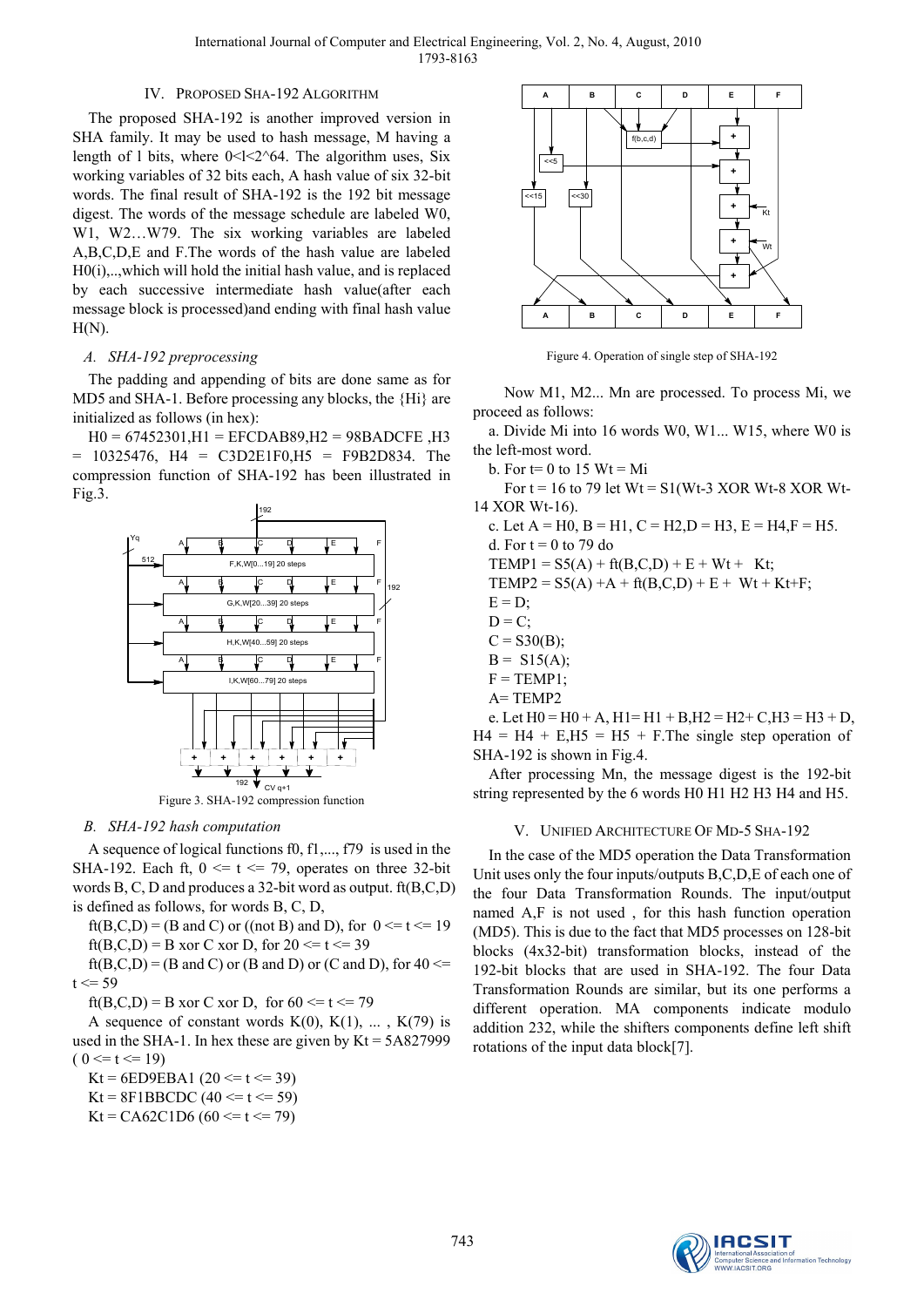## IV. Proposed SHA-192 Algorithm

The proposed SHA-192 is another improved version in SHA family. It may be used to hash message, M having a length of l bits, where 0<l<2^64. The algorithm uses, Six working variables of 32 bits each, A hash value of six 32-bit words. The final result of SHA-192 is the 192 bit message digest. The words of the message schedule are labeled W0, W1, W2…W79. The six working variables are labeled A,B,C,D,E and F.The words of the hash value are labeled H0(i),..,which will hold the initial hash value, and is replaced by each successive intermediate hash value(after each message block is processed)and ending with final hash value H(N).

### A. SHA-192 preprocessing

The padding and appending of bits are done same as for MD5 and SHA-1. Before processing any blocks, the {Hi} are initialized as follows (in hex):

H0 = 67452301,H1 = EFCDAB89,H2 = 98BADCFE ,H3 = 10325476, H4 = C3D2E1F0,H5 = F9B2D834. The compression function of SHA-192 has been illustrated in Fig.3.

Figure 3. SHA-192 compression function

### B. SHA-192 hash computation

A sequence of logical functions f0, f1,..., f79 is used in the SHA-192. Each ft, 0 <= t <= 79, operates on three 32-bit words B, C, D and produces a 32-bit word as output. ft(B,C,D) is defined as follows, for words B, C, D,

ft(B,C,D) = (B and C) or ((not B) and D), for 0 <= t <= 19

ft(B,C,D) = B xor C xor D, for 20 <= t <= 39

ft(B,C,D) = (B and C) or (B and D) or (C and D), for 40 <= t <= 59

ft(B,C,D) = B xor C xor D, for 60 <= t <= 79

A sequence of constant words K(0), K(1), ... , K(79) is used in the SHA-1. In hex these are given by Kt = 5A827999 ( 0 <= t <= 19)

Kt = 6ED9EBA1 (20 <= t <= 39)

Kt = 8F1BBCDC (40 <= t <= 59)

Kt = CA62C1D6 (60 <= t <= 79)

Figure 4. Operation of single step of SHA-192

Now M1, M2... Mn are processed. To process Mi, we proceed as follows:

a. Divide Mi into 16 words W0, W1... W15, where W0 is the left-most word.

b. For t= 0 to 15 Wt = Mi

For t = 16 to 79 let Wt = S1(Wt-3 XOR Wt-8 XOR Wt-14 XOR Wt-16).

c. Let A = H0, B = H1, C = H2,D = H3, E = H4,F = H5.

d. For t = 0 to 79 do

TEMP1 = S5(A) + ft(B,C,D) + E + Wt + Kt;

TEMP2 = S5(A) +A + ft(B,C,D) + E + Wt + Kt+F;

E = D;

D = C;

C = S30(B);

B = S15(A);

F = TEMP1;

A= TEMP2

e. Let H0 = H0 + A, H1= H1 + B,H2 = H2+ C,H3 = H3 + D, H4 = H4 + E,H5 = H5 + F.The single step operation of SHA-192 is shown in Fig.4.

After processing Mn, the message digest is the 192-bit string represented by the 6 words H0 H1 H2 H3 H4 and H5.

## V. Unified Architecture Of MD-5 SHA-192

In the case of the MD5 operation the Data Transformation Unit uses only the four inputs/outputs B,C,D,E of each one of the four Data Transformation Rounds. The input/output named A,F is not used , for this hash function operation (MD5). This is due to the fact that MD5 processes on 128-bit blocks (4x32-bit) transformation blocks, instead of the 192-bit blocks that are used in SHA-192. The four Data Transformation Rounds are similar, but its one performs a different operation. MA components indicate modulo addition 232, while the shifters components define left shift rotations of the input data block[7].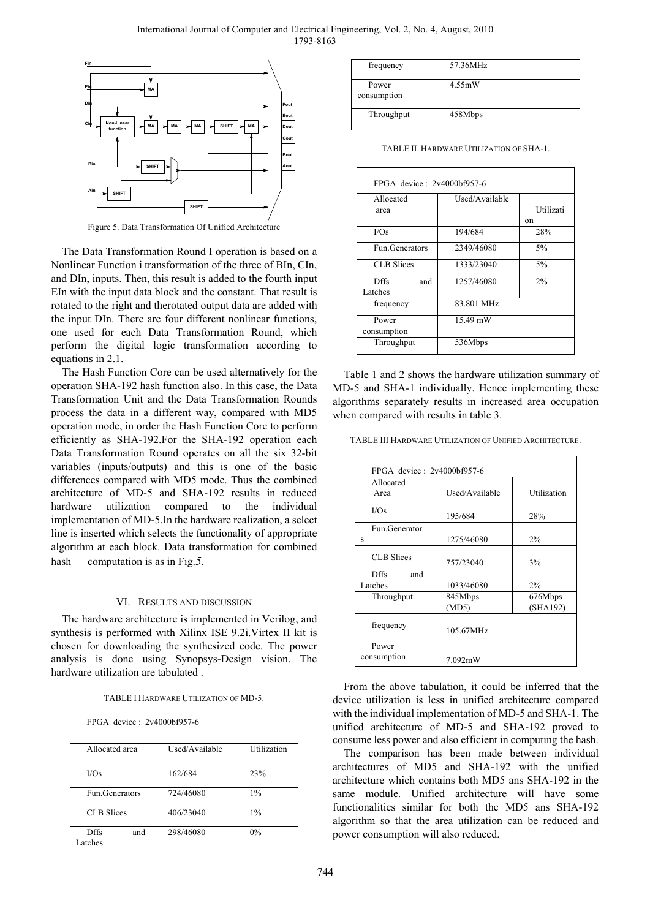Figure 5. Data Transformation Of Unified Architecture

The Data Transformation Round I operation is based on a Nonlinear Function i transformation of the three of BIn, CIn, and DIn, inputs. Then, this result is added to the fourth input EIn with the input data block and the constant. That result is rotated to the right and therotated output data are added with the input DIn. There are four different nonlinear functions, one used for each Data Transformation Round, which perform the digital logic transformation according to equations in 2.1.

The Hash Function Core can be used alternatively for the operation SHA-192 hash function also. In this case, the Data Transformation Unit and the Data Transformation Rounds process the data in a different way, compared with MD5 operation mode, in order the Hash Function Core to perform efficiently as SHA-192.For the SHA-192 operation each Data Transformation Round operates on all the six 32-bit variables (inputs/outputs) and this is one of the basic differences compared with MD5 mode. Thus the combined architecture of MD-5 and SHA-192 results in reduced hardware utilization compared to the individual implementation of MD-5.In the hardware realization, a select line is inserted which selects the functionality of appropriate algorithm at each block. Data transformation for combined hash computation is as in Fig.*5*.

## VI. Results and Discussion

The hardware architecture is implemented in Verilog, and synthesis is performed with Xilinx ISE 9.2i.Virtex II kit is chosen for downloading the synthesized code. The power analysis is done using Synopsys-Design vision. The hardware utilization are tabulated .

TABLE I Hardware Utilization of MD-5.

| FPGA device : 2v4000bf957-6 | | |
|---|---|---|
| Allocated area | Used/Available | Utilization |
| I/Os | 162/684 | 23% |
| Fun.Generators | 724/46080 | 1% |
| CLB Slices | 406/23040 | 1% |
| Dffs and Latches | 298/46080 | 0% |
| frequency | 57.36MHz | |
| Power consumption | 4.55mW | |
| Throughput | 458Mbps | |

TABLE II. Hardware Utilization of SHA-1.

| FPGA device : 2v4000bf957-6 | | |
|---|---|---|
| Allocated area | Used/Available | Utilization |
| I/Os | 194/684 | 28% |
| Fun.Generators | 2349/46080 | 5% |
| CLB Slices | 1333/23040 | 5% |
| Dffs and Latches | 1257/46080 | 2% |
| frequency | 83.801 MHz | |
| Power consumption | 15.49 mW | |
| Throughput | 536Mbps | |

Table 1 and 2 shows the hardware utilization summary of MD-5 and SHA-1 individually. Hence implementing these algorithms separately results in increased area occupation when compared with results in table 3.

TABLE III Hardware Utilization of Unified Architecture.

| FPGA device : 2v4000bf957-6 | | |
|---|---|---|
| Allocated Area | Used/Available | Utilization |
| I/Os | 195/684 | 28% |
| Fun.Generators | 1275/46080 | 2% |
| CLB Slices | 757/23040 | 3% |
| Dffs and Latches | 1033/46080 | 2% |
| Throughput | 845Mbps (MD5) | 676Mbps (SHA192) |
| frequency | 105.67MHz | |
| Power consumption | 7.092mW | |

From the above tabulation, it could be inferred that the device utilization is less in unified architecture compared with the individual implementation of MD-5 and SHA-1. The unified architecture of MD-5 and SHA-192 proved to consume less power and also efficient in computing the hash.

The comparison has been made between individual architectures of MD5 and SHA-192 with the unified architecture which contains both MD5 ans SHA-192 in the same module. Unified architecture will have some functionalities similar for both the MD5 ans SHA-192 algorithm so that the area utilization can be reduced and power consumption will also reduced.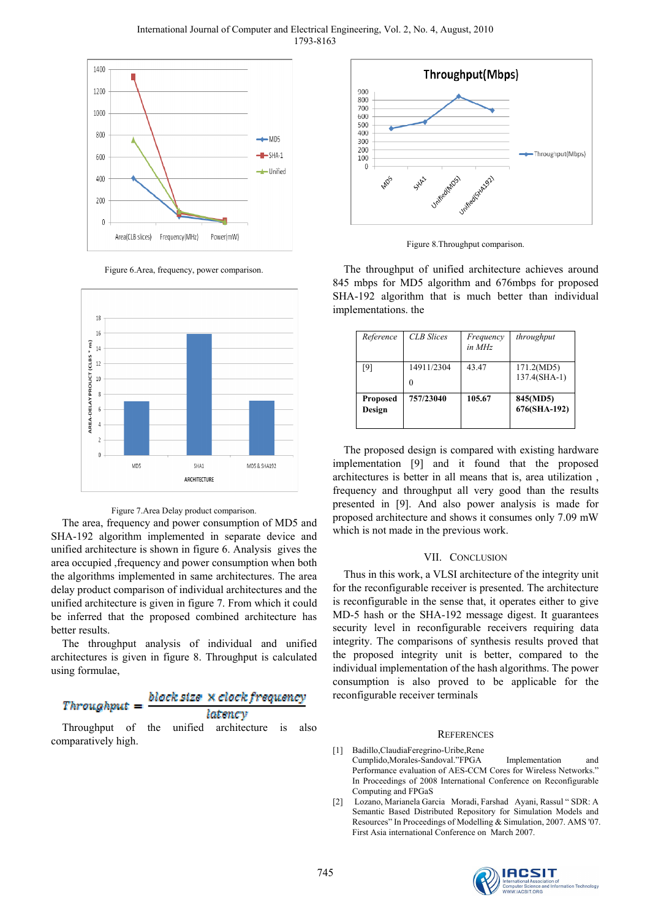Figure 6.Area, frequency, power comparison.

Figure 7.Area Delay product comparison.

The area, frequency and power consumption of MD5 and SHA-192 algorithm implemented in separate device and unified architecture is shown in figure 6. Analysis gives the area occupied ,frequency and power consumption when both the algorithms implemented in same architectures. The area delay product comparison of individual architectures and the unified architecture is given in figure 7. From which it could be inferred that the proposed combined architecture has better results.

The throughput analysis of individual and unified architectures is given in figure 8. Throughput is calculated using formulae,

$$Throughput = \frac{block\ size \times clock\ frequency}{latency}$$

Throughput of the unified architecture is also comparatively high.

Figure 8.Throughput comparison.

The throughput of unified architecture achieves around 845 mbps for MD5 algorithm and 676mbps for proposed SHA-192 algorithm that is much better than individual implementations. the

| *Reference* | *CLB Slices* | *Frequency in MHz* | *throughput* |
|---|---|---|---|
| [9] | 14911/2304 0 | 43.47 | 171.2(MD5) 137.4(SHA-1) |
| **Proposed Design** | **757/23040** | **105.67** | **845(MD5) 676(SHA-192)** |

The proposed design is compared with existing hardware implementation [9] and it found that the proposed architectures is better in all means that is, area utilization , frequency and throughput all very good than the results presented in [9]. And also power analysis is made for proposed architecture and shows it consumes only 7.09 mW which is not made in the previous work.

## VII. Conclusion

Thus in this work, a VLSI architecture of the integrity unit for the reconfigurable receiver is presented. The architecture is reconfigurable in the sense that, it operates either to give MD-5 hash or the SHA-192 message digest. It guarantees security level in reconfigurable receivers requiring data integrity. The comparisons of synthesis results proved that the proposed integrity unit is better, compared to the individual implementation of the hash algorithms. The power consumption is also proved to be applicable for the reconfigurable receiver terminals

## References

[1] Badillo,ClaudiaFeregrino-Uribe,Rene Cumplido,Morales-Sandoval."FPGA Implementation and Performance evaluation of AES-CCM Cores for Wireless Networks." In Proceedings of 2008 International Conference on Reconfigurable Computing and FPGaS

[2] Lozano, Marianela Garcia Moradi, Farshad Ayani, Rassul " SDR: A Semantic Based Distributed Repository for Simulation Models and Resources" In Proceedings of Modelling & Simulation, 2007. AMS '07. First Asia international Conference on March 2007.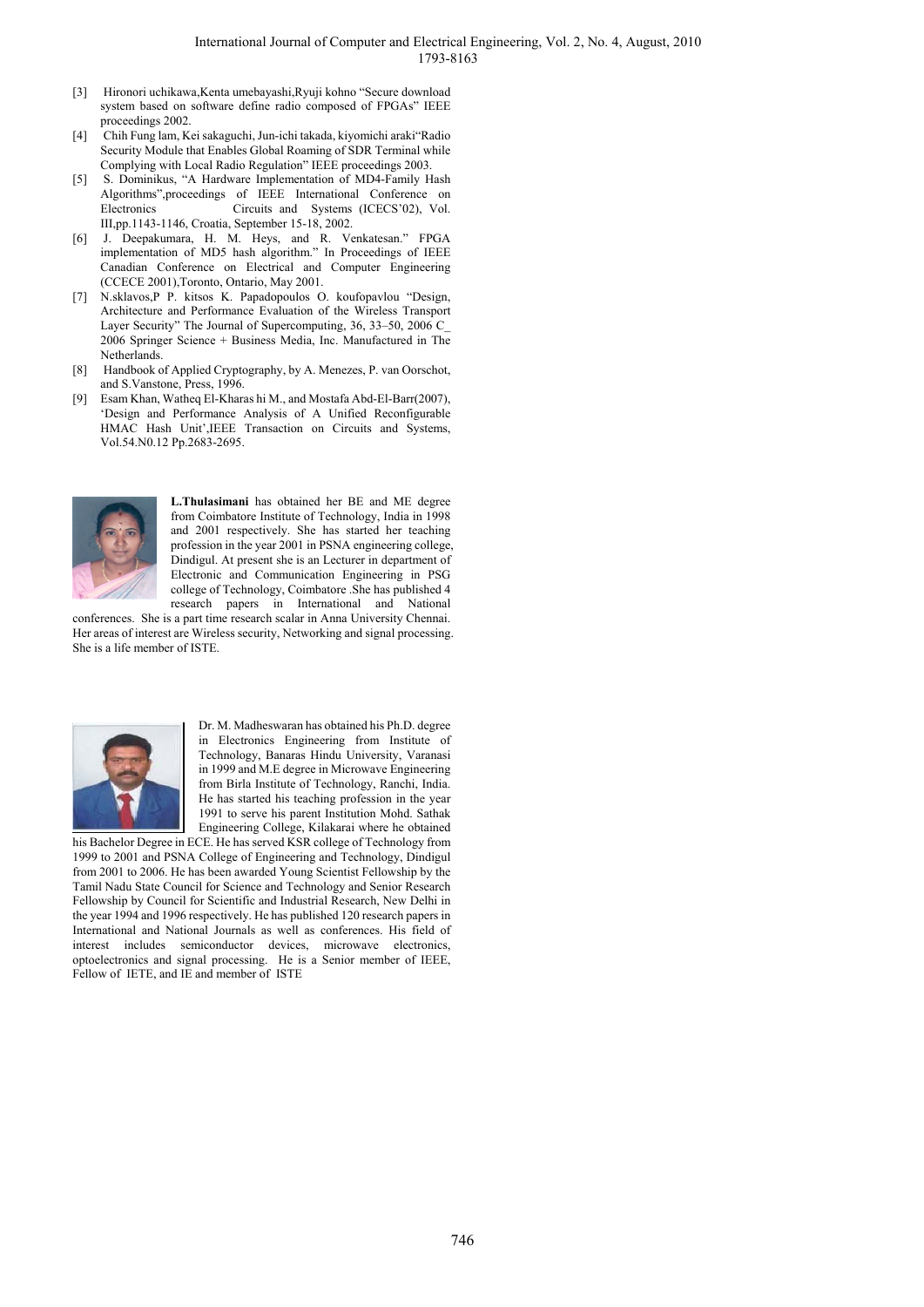[3] Hironori uchikawa,Kenta umebayashi,Ryuji kohno "Secure download system based on software define radio composed of FPGAs" IEEE proceedings 2002.

[4] Chih Fung lam, Kei sakaguchi, Jun-ichi takada, kiyomichi araki"Radio Security Module that Enables Global Roaming of SDR Terminal while Complying with Local Radio Regulation" IEEE proceedings 2003.

[5] S. Dominikus, "A Hardware Implementation of MD4-Family Hash Algorithms",proceedings of IEEE International Conference on Electronics Circuits and Systems (ICECS'02), Vol. III,pp.1143-1146, Croatia, September 15-18, 2002.

[6] J. Deepakumara, H. M. Heys, and R. Venkatesan." FPGA implementation of MD5 hash algorithm." In Proceedings of IEEE Canadian Conference on Electrical and Computer Engineering (CCECE 2001),Toronto, Ontario, May 2001.

[7] N.sklavos,P P. kitsos K. Papadopoulos O. koufopavlou "Design, Architecture and Performance Evaluation of the Wireless Transport Layer Security" The Journal of Supercomputing, 36, 33–50, 2006 C_ 2006 Springer Science + Business Media, Inc. Manufactured in The Netherlands.

[8] Handbook of Applied Cryptography, by A. Menezes, P. van Oorschot, and S.Vanstone, Press, 1996.

[9] Esam Khan, Watheq El-Kharas hi M., and Mostafa Abd-El-Barr(2007), 'Design and Performance Analysis of A Unified Reconfigurable HMAC Hash Unit',IEEE Transaction on Circuits and Systems, Vol.54.N0.12 Pp.2683-2695.

**L.Thulasimani** has obtained her BE and ME degree from Coimbatore Institute of Technology, India in 1998 and 2001 respectively. She has started her teaching profession in the year 2001 in PSNA engineering college, Dindigul. At present she is an Lecturer in department of Electronic and Communication Engineering in PSG college of Technology, Coimbatore .She has published 4 research papers in International and National conferences. She is a part time research scalar in Anna University Chennai. Her areas of interest are Wireless security, Networking and signal processing. She is a life member of ISTE.

Dr. M. Madheswaran has obtained his Ph.D. degree in Electronics Engineering from Institute of Technology, Banaras Hindu University, Varanasi in 1999 and M.E degree in Microwave Engineering from Birla Institute of Technology, Ranchi, India. He has started his teaching profession in the year 1991 to serve his parent Institution Mohd. Sathak Engineering College, Kilakarai where he obtained his Bachelor Degree in ECE. He has served KSR college of Technology from 1999 to 2001 and PSNA College of Engineering and Technology, Dindigul from 2001 to 2006. He has been awarded Young Scientist Fellowship by the Tamil Nadu State Council for Science and Technology and Senior Research Fellowship by Council for Scientific and Industrial Research, New Delhi in the year 1994 and 1996 respectively. He has published 120 research papers in International and National Journals as well as conferences. His field of interest includes semiconductor devices, microwave electronics, optoelectronics and signal processing. He is a Senior member of IEEE, Fellow of IETE, and IE and member of ISTE